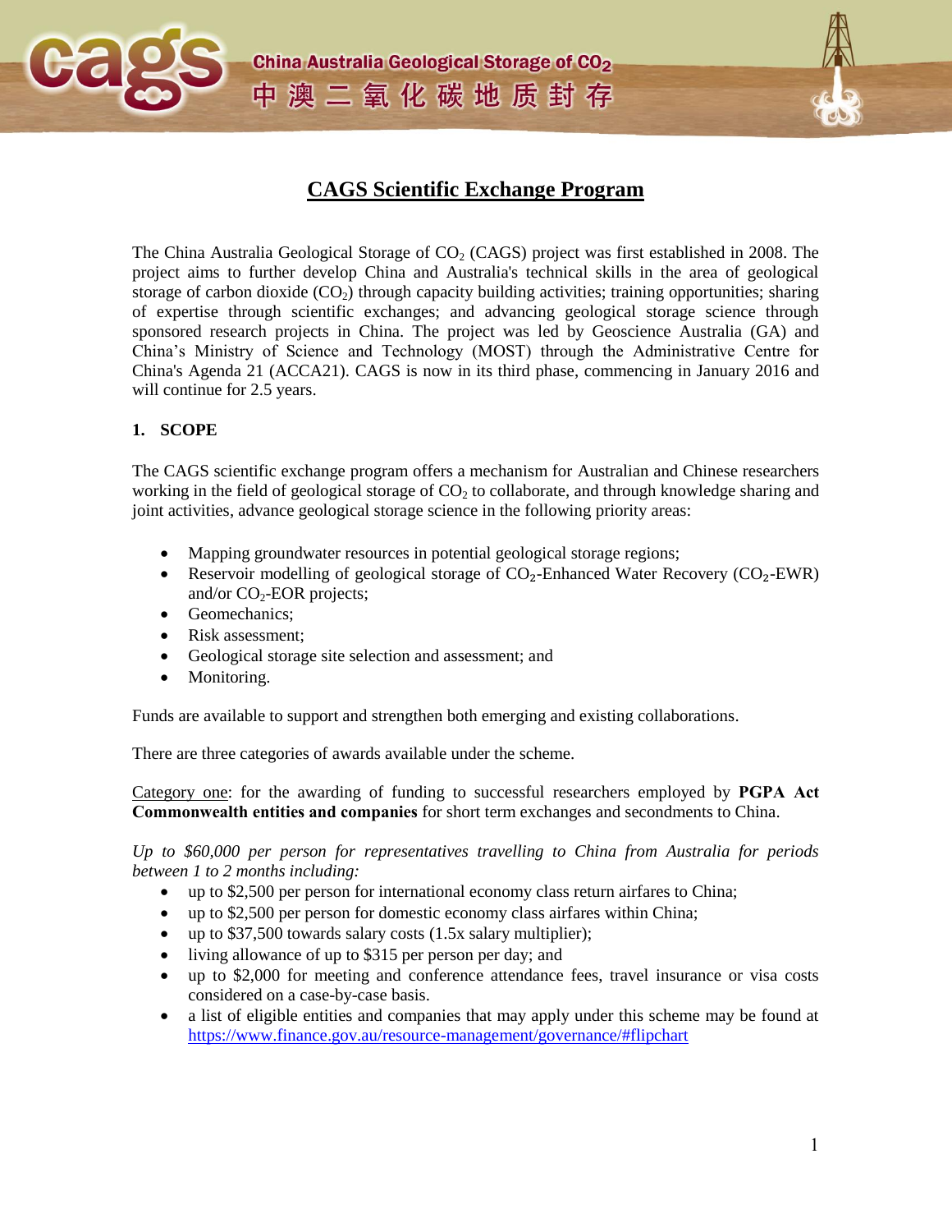China Australia Geological Storage of $CO_2$

中澳二氧化碳地质封存

# CAGS Scientific Exchange Program

The China Australia Geological Storage of $CO_2$ (CAGS) project was first established in 2008. The project aims to further develop China and Australia's technical skills in the area of geological storage of carbon dioxide ($CO_2$) through capacity building activities; training opportunities; sharing of expertise through scientific exchanges; and advancing geological storage science through sponsored research projects in China. The project was led by Geoscience Australia (GA) and China's Ministry of Science and Technology (MOST) through the Administrative Centre for China's Agenda 21 (ACCA21). CAGS is now in its third phase, commencing in January 2016 and will continue for 2.5 years.

## 1. SCOPE

The CAGS scientific exchange program offers a mechanism for Australian and Chinese researchers working in the field of geological storage of $CO_2$ to collaborate, and through knowledge sharing and joint activities, advance geological storage science in the following priority areas:

- Mapping groundwater resources in potential geological storage regions;
- Reservoir modelling of geological storage of $CO_2$-Enhanced Water Recovery ($CO_2$-EWR) and/or $CO_2$-EOR projects;
- Geomechanics;
- Risk assessment;
- Geological storage site selection and assessment; and
- Monitoring.

Funds are available to support and strengthen both emerging and existing collaborations.

There are three categories of awards available under the scheme.

Category one: for the awarding of funding to successful researchers employed by **PGPA Act Commonwealth entities and companies** for short term exchanges and secondments to China.

*Up to $60,000 per person for representatives travelling to China from Australia for periods between 1 to 2 months including:*

- up to $2,500 per person for international economy class return airfares to China;
- up to $2,500 per person for domestic economy class airfares within China;
- up to $37,500 towards salary costs (1.5x salary multiplier);
- living allowance of up to $315 per person per day; and
- up to $2,000 for meeting and conference attendance fees, travel insurance or visa costs considered on a case-by-case basis.
- a list of eligible entities and companies that may apply under this scheme may be found at https://www.finance.gov.au/resource-management/governance/#flipchart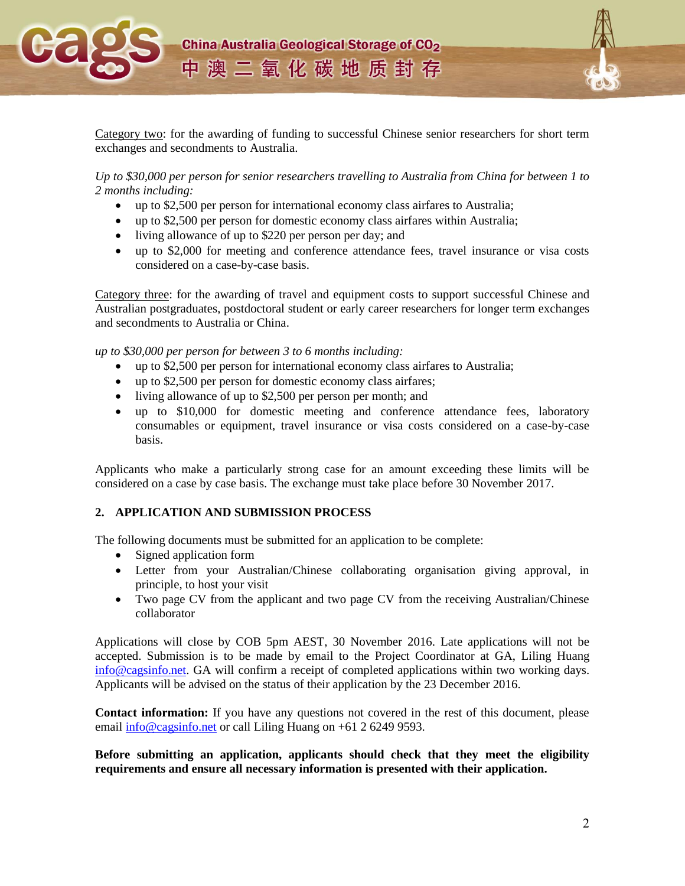Category two: for the awarding of funding to successful Chinese senior researchers for short term exchanges and secondments to Australia.

*Up to $30,000 per person for senior researchers travelling to Australia from China for between 1 to 2 months including:*

- up to $2,500 per person for international economy class airfares to Australia;
- up to $2,500 per person for domestic economy class airfares within Australia;
- living allowance of up to $220 per person per day; and
- up to $2,000 for meeting and conference attendance fees, travel insurance or visa costs considered on a case-by-case basis.

Category three: for the awarding of travel and equipment costs to support successful Chinese and Australian postgraduates, postdoctoral student or early career researchers for longer term exchanges and secondments to Australia or China.

*up to $30,000 per person for between 3 to 6 months including:*

- up to $2,500 per person for international economy class airfares to Australia;
- up to $2,500 per person for domestic economy class airfares;
- living allowance of up to $2,500 per person per month; and
- up to $10,000 for domestic meeting and conference attendance fees, laboratory consumables or equipment, travel insurance or visa costs considered on a case-by-case basis.

Applicants who make a particularly strong case for an amount exceeding these limits will be considered on a case by case basis. The exchange must take place before 30 November 2017.

## 2. APPLICATION AND SUBMISSION PROCESS

The following documents must be submitted for an application to be complete:

- Signed application form
- Letter from your Australian/Chinese collaborating organisation giving approval, in principle, to host your visit
- Two page CV from the applicant and two page CV from the receiving Australian/Chinese collaborator

Applications will close by COB 5pm AEST, 30 November 2016. Late applications will not be accepted. Submission is to be made by email to the Project Coordinator at GA, Liling Huang info@cagsinfo.net. GA will confirm a receipt of completed applications within two working days. Applicants will be advised on the status of their application by the 23 December 2016.

**Contact information:** If you have any questions not covered in the rest of this document, please email info@cagsinfo.net or call Liling Huang on +61 2 6249 9593.

**Before submitting an application, applicants should check that they meet the eligibility requirements and ensure all necessary information is presented with their application.**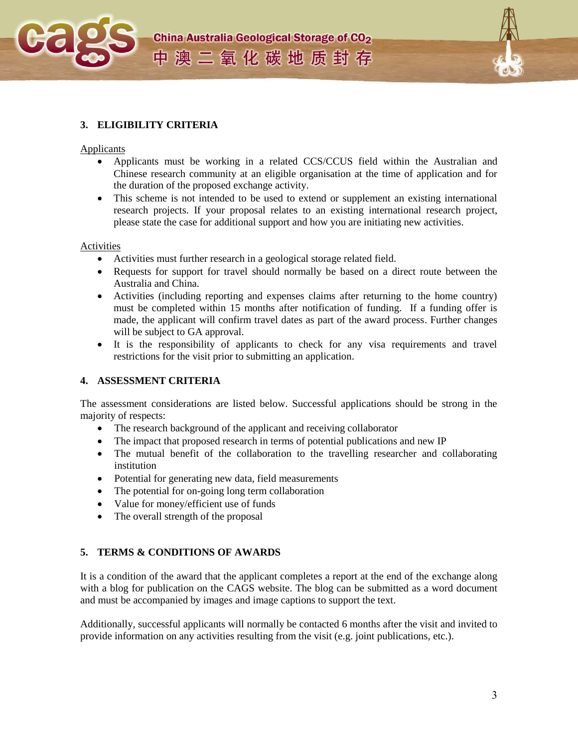## 3. ELIGIBILITY CRITERIA

Applicants

- Applicants must be working in a related CCS/CCUS field within the Australian and Chinese research community at an eligible organisation at the time of application and for the duration of the proposed exchange activity.
- This scheme is not intended to be used to extend or supplement an existing international research projects. If your proposal relates to an existing international research project, please state the case for additional support and how you are initiating new activities.

Activities

- Activities must further research in a geological storage related field.
- Requests for support for travel should normally be based on a direct route between the Australia and China.
- Activities (including reporting and expenses claims after returning to the home country) must be completed within 15 months after notification of funding. If a funding offer is made, the applicant will confirm travel dates as part of the award process. Further changes will be subject to GA approval.
- It is the responsibility of applicants to check for any visa requirements and travel restrictions for the visit prior to submitting an application.

## 4. ASSESSMENT CRITERIA

The assessment considerations are listed below. Successful applications should be strong in the majority of respects:

- The research background of the applicant and receiving collaborator
- The impact that proposed research in terms of potential publications and new IP
- The mutual benefit of the collaboration to the travelling researcher and collaborating institution
- Potential for generating new data, field measurements
- The potential for on-going long term collaboration
- Value for money/efficient use of funds
- The overall strength of the proposal

## 5. TERMS & CONDITIONS OF AWARDS

It is a condition of the award that the applicant completes a report at the end of the exchange along with a blog for publication on the CAGS website. The blog can be submitted as a word document and must be accompanied by images and image captions to support the text.

Additionally, successful applicants will normally be contacted 6 months after the visit and invited to provide information on any activities resulting from the visit (e.g. joint publications, etc.).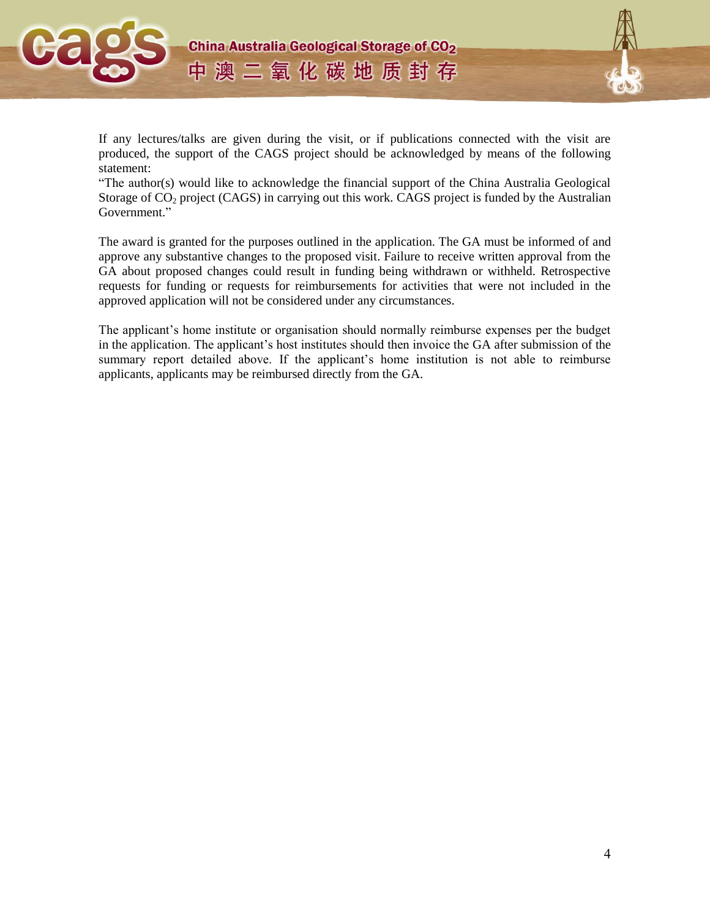If any lectures/talks are given during the visit, or if publications connected with the visit are produced, the support of the CAGS project should be acknowledged by means of the following statement:

"The author(s) would like to acknowledge the financial support of the China Australia Geological Storage of $CO_2$ project (CAGS) in carrying out this work. CAGS project is funded by the Australian Government."

The award is granted for the purposes outlined in the application. The GA must be informed of and approve any substantive changes to the proposed visit. Failure to receive written approval from the GA about proposed changes could result in funding being withdrawn or withheld. Retrospective requests for funding or requests for reimbursements for activities that were not included in the approved application will not be considered under any circumstances.

The applicant's home institute or organisation should normally reimburse expenses per the budget in the application. The applicant's host institutes should then invoice the GA after submission of the summary report detailed above. If the applicant's home institution is not able to reimburse applicants, applicants may be reimbursed directly from the GA.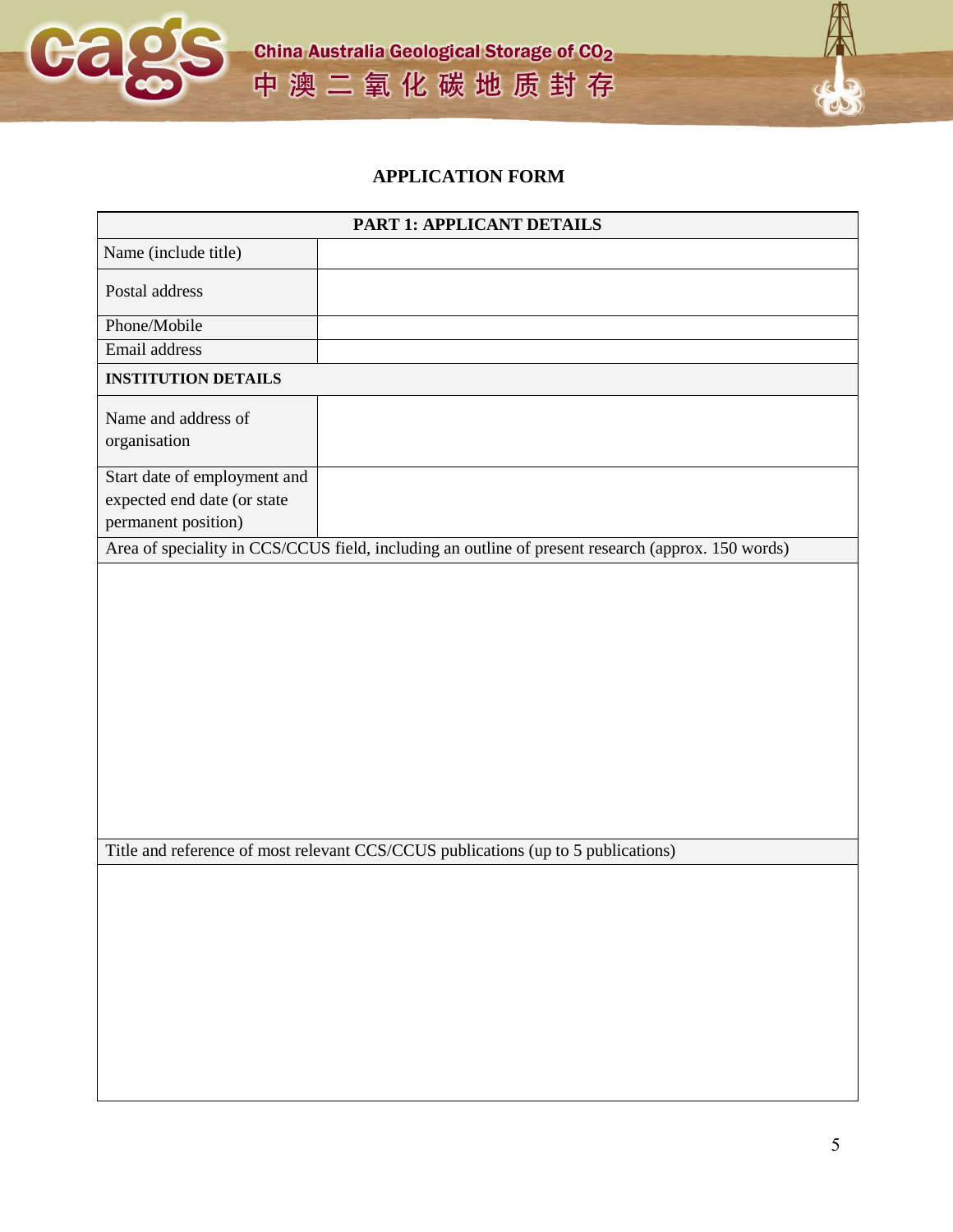China Australia Geological Storage of $CO_2$

中澳二氧化碳地质封存

# APPLICATION FORM

| PART 1: APPLICANT DETAILS | |
|---|---|
| Name (include title) | |
| Postal address | |
| Phone/Mobile | |
| Email address | |
| **INSTITUTION DETAILS** | |
| Name and address of organisation | |
| Start date of employment and expected end date (or state permanent position) | |
| Area of speciality in CCS/CCUS field, including an outline of present research (approx. 150 words) | |
| | |
| Title and reference of most relevant CCS/CCUS publications (up to 5 publications) | |
| | |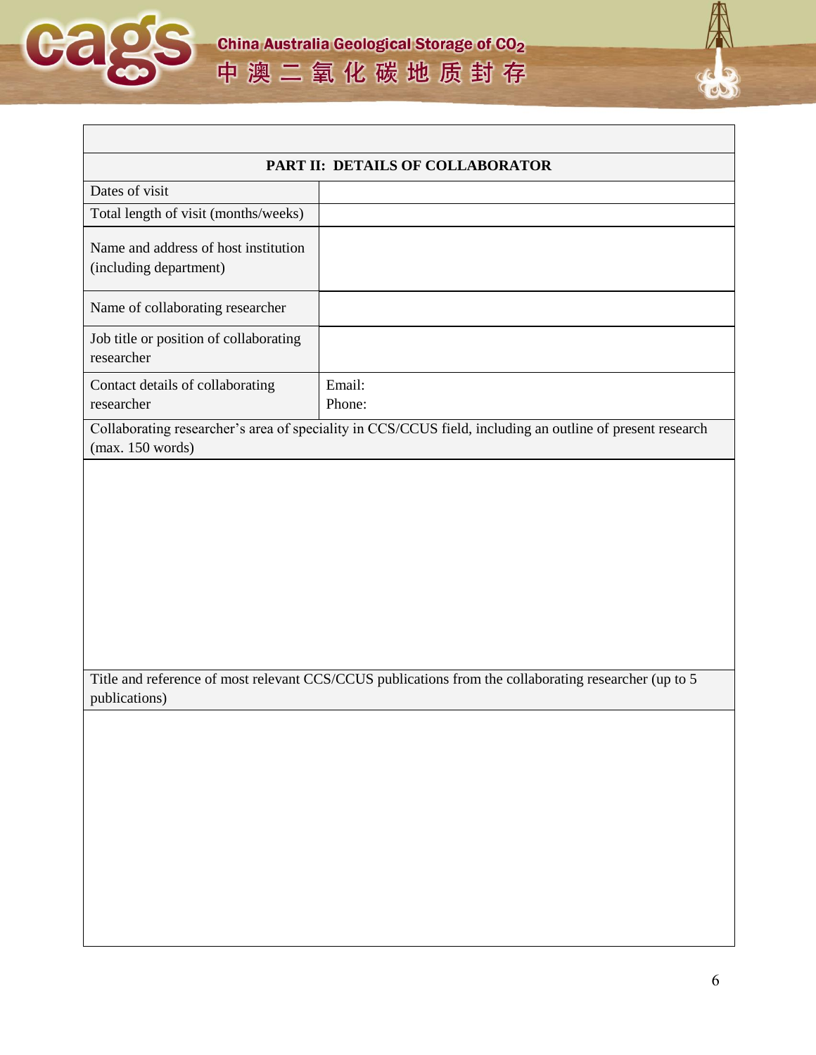| PART II: DETAILS OF COLLABORATOR | |
|---|---|
| Dates of visit | |
| Total length of visit (months/weeks) | |
| Name and address of host institution (including department) | |
| Name of collaborating researcher | |
| Job title or position of collaborating researcher | |
| Contact details of collaborating researcher | Email:<br>Phone: |
| Collaborating researcher's area of speciality in CCS/CCUS field, including an outline of present research (max. 150 words) | |
| | |
| Title and reference of most relevant CCS/CCUS publications from the collaborating researcher (up to 5 publications) | |
| | |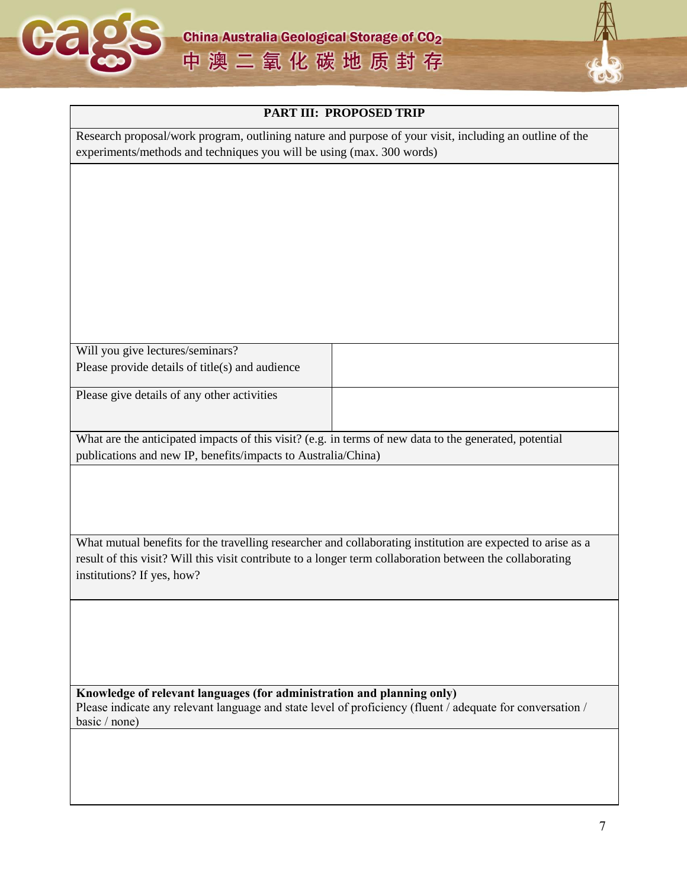| PART III: PROPOSED TRIP | |
|---|---|
| Research proposal/work program, outlining nature and purpose of your visit, including an outline of the experiments/methods and techniques you will be using (max. 300 words) | |
| | |
| Will you give lectures/seminars? Please provide details of title(s) and audience | |
| Please give details of any other activities | |
| What are the anticipated impacts of this visit? (e.g. in terms of new data to the generated, potential publications and new IP, benefits/impacts to Australia/China) | |
| | |
| What mutual benefits for the travelling researcher and collaborating institution are expected to arise as a result of this visit? Will this visit contribute to a longer term collaboration between the collaborating institutions? If yes, how? | |
| | |
| **Knowledge of relevant languages (for administration and planning only)** Please indicate any relevant language and state level of proficiency (fluent / adequate for conversation / basic / none) | |
| | |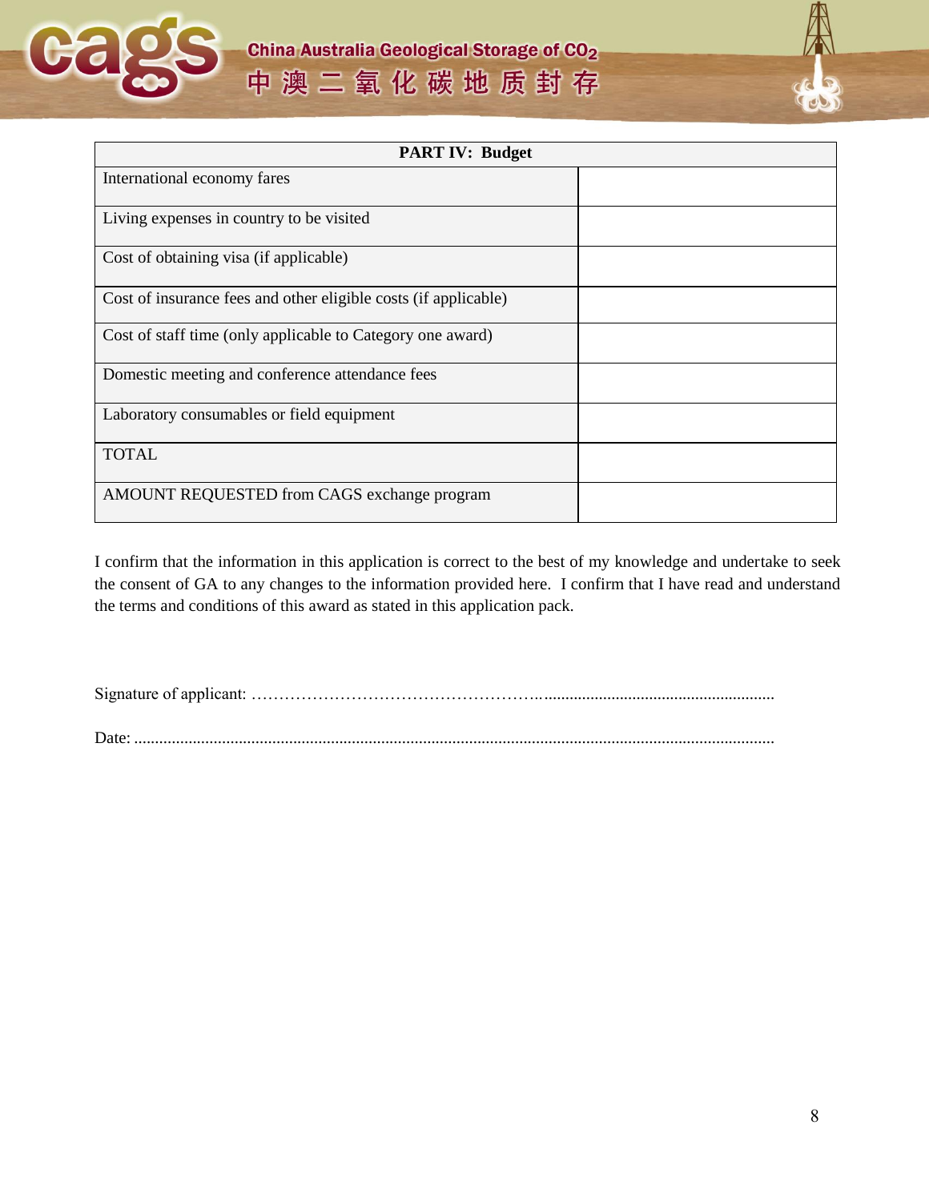| PART IV: Budget | |
|---|---|
| International economy fares | |
| Living expenses in country to be visited | |
| Cost of obtaining visa (if applicable) | |
| Cost of insurance fees and other eligible costs (if applicable) | |
| Cost of staff time (only applicable to Category one award) | |
| Domestic meeting and conference attendance fees | |
| Laboratory consumables or field equipment | |
| TOTAL | |
| AMOUNT REQUESTED from CAGS exchange program | |

I confirm that the information in this application is correct to the best of my knowledge and undertake to seek the consent of GA to any changes to the information provided here. I confirm that I have read and understand the terms and conditions of this award as stated in this application pack.

Signature of applicant: ……………………………………………........................................................

Date: ........................................................................................................................................